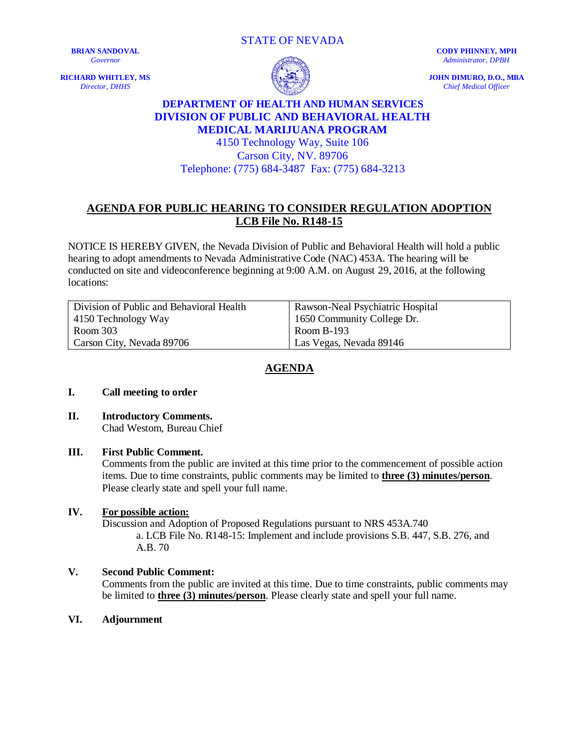STATE OF NEVADA

**BRIAN SANDOVAL**
*Governor*

**RICHARD WHITLEY, MS**
*Director, DHHS*

**CODY PHINNEY, MPH**
*Administrator, DPBH*

**JOHN DIMURO, D.O., MBA**
*Chief Medical Officer*

**DEPARTMENT OF HEALTH AND HUMAN SERVICES**
**DIVISION OF PUBLIC AND BEHAVIORAL HEALTH**
**MEDICAL MARIJUANA PROGRAM**
4150 Technology Way, Suite 106
Carson City, NV. 89706
Telephone: (775) 684-3487 Fax: (775) 684-3213

# AGENDA FOR PUBLIC HEARING TO CONSIDER REGULATION ADOPTION
## LCB File No. R148-15

NOTICE IS HEREBY GIVEN, the Nevada Division of Public and Behavioral Health will hold a public hearing to adopt amendments to Nevada Administrative Code (NAC) 453A. The hearing will be conducted on site and videoconference beginning at 9:00 A.M. on August 29, 2016, at the following locations:

| Division of Public and Behavioral Health | Rawson-Neal Psychiatric Hospital |
|---|---|
| 4150 Technology Way | 1650 Community College Dr. |
| Room 303 | Room B-193 |
| Carson City, Nevada 89706 | Las Vegas, Nevada 89146 |

## AGENDA

**I. Call meeting to order**

**II. Introductory Comments.**
Chad Westom, Bureau Chief

**III. First Public Comment.**
Comments from the public are invited at this time prior to the commencement of possible action items. Due to time constraints, public comments may be limited to **three (3) minutes/person**. Please clearly state and spell your full name.

**IV. For possible action:**
Discussion and Adoption of Proposed Regulations pursuant to NRS 453A.740
a. LCB File No. R148-15: Implement and include provisions S.B. 447, S.B. 276, and A.B. 70

**V. Second Public Comment:**
Comments from the public are invited at this time. Due to time constraints, public comments may be limited to **three (3) minutes/person**. Please clearly state and spell your full name.

**VI. Adjournment**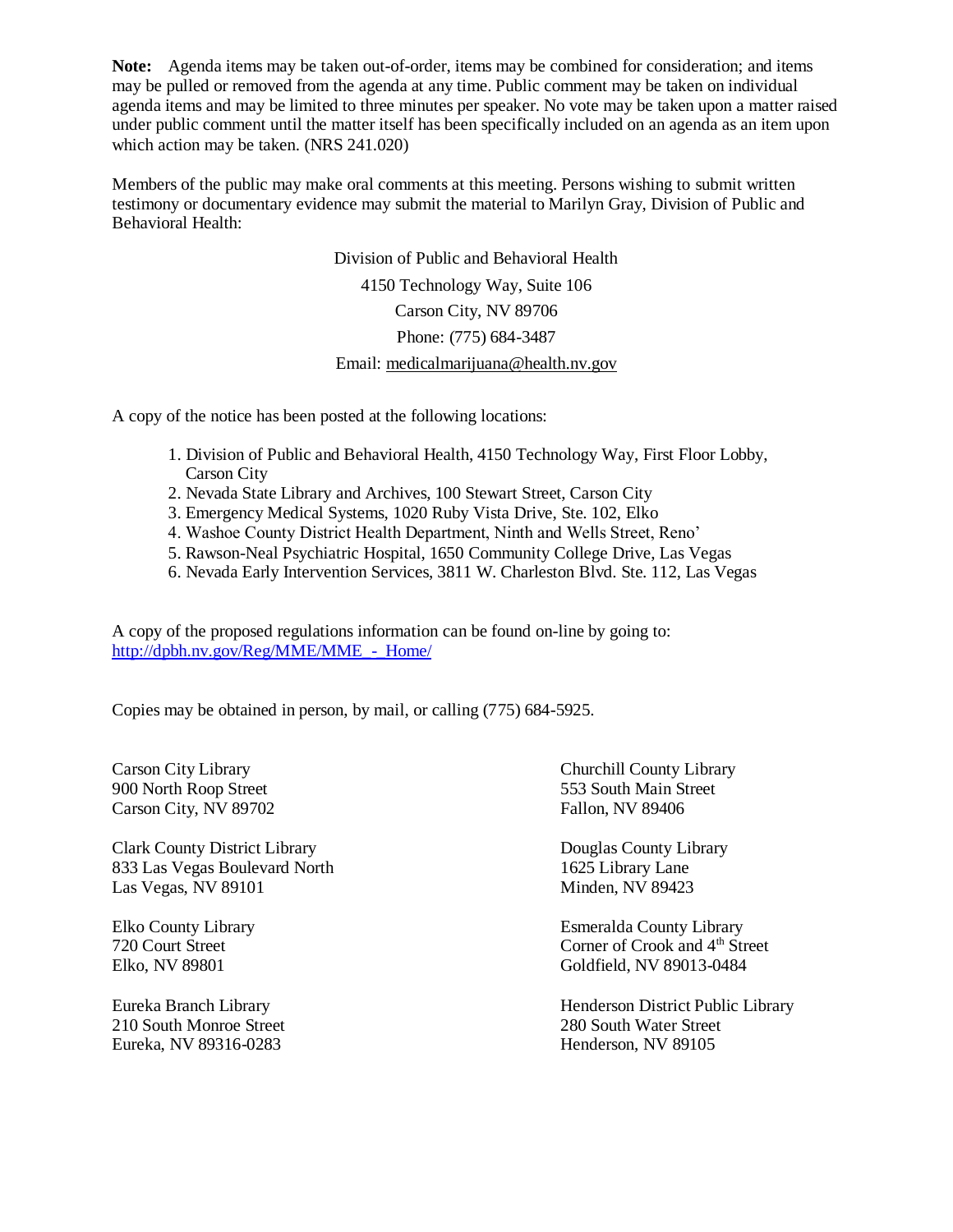**Note:** Agenda items may be taken out-of-order, items may be combined for consideration; and items may be pulled or removed from the agenda at any time. Public comment may be taken on individual agenda items and may be limited to three minutes per speaker. No vote may be taken upon a matter raised under public comment until the matter itself has been specifically included on an agenda as an item upon which action may be taken. (NRS 241.020)

Members of the public may make oral comments at this meeting. Persons wishing to submit written testimony or documentary evidence may submit the material to Marilyn Gray, Division of Public and Behavioral Health:

Division of Public and Behavioral Health
4150 Technology Way, Suite 106
Carson City, NV 89706
Phone: (775) 684-3487
Email: medicalmarijuana@health.nv.gov

A copy of the notice has been posted at the following locations:

1. Division of Public and Behavioral Health, 4150 Technology Way, First Floor Lobby, Carson City
2. Nevada State Library and Archives, 100 Stewart Street, Carson City
3. Emergency Medical Systems, 1020 Ruby Vista Drive, Ste. 102, Elko
4. Washoe County District Health Department, Ninth and Wells Street, Reno'
5. Rawson-Neal Psychiatric Hospital, 1650 Community College Drive, Las Vegas
6. Nevada Early Intervention Services, 3811 W. Charleston Blvd. Ste. 112, Las Vegas

A copy of the proposed regulations information can be found on-line by going to: http://dpbh.nv.gov/Reg/MME/MME_-_Home/

Copies may be obtained in person, by mail, or calling (775) 684-5925.

Carson City Library
900 North Roop Street
Carson City, NV 89702

Churchill County Library
553 South Main Street
Fallon, NV 89406

Clark County District Library
833 Las Vegas Boulevard North
Las Vegas, NV 89101

Douglas County Library
1625 Library Lane
Minden, NV 89423

Elko County Library
720 Court Street
Elko, NV 89801

Esmeralda County Library
Corner of Crook and 4th Street
Goldfield, NV 89013-0484

Eureka Branch Library
210 South Monroe Street
Eureka, NV 89316-0283

Henderson District Public Library
280 South Water Street
Henderson, NV 89105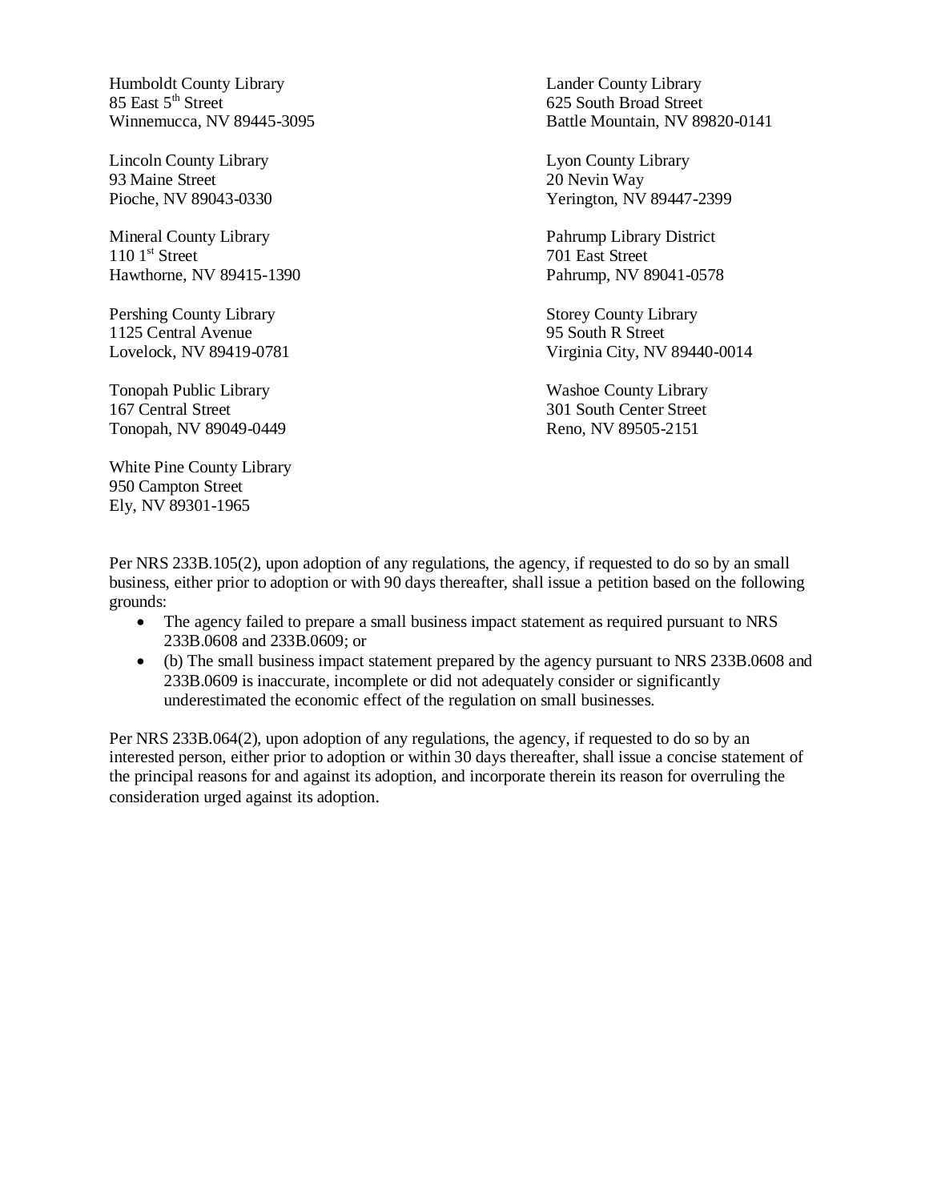Humboldt County Library
85 East 5th Street
Winnemucca, NV 89445-3095

Lander County Library
625 South Broad Street
Battle Mountain, NV 89820-0141

Lincoln County Library
93 Maine Street
Pioche, NV 89043-0330

Lyon County Library
20 Nevin Way
Yerington, NV 89447-2399

Mineral County Library
110 1st Street
Hawthorne, NV 89415-1390

Pahrump Library District
701 East Street
Pahrump, NV 89041-0578

Pershing County Library
1125 Central Avenue
Lovelock, NV 89419-0781

Storey County Library
95 South R Street
Virginia City, NV 89440-0014

Tonopah Public Library
167 Central Street
Tonopah, NV 89049-0449

Washoe County Library
301 South Center Street
Reno, NV 89505-2151

White Pine County Library
950 Campton Street
Ely, NV 89301-1965

Per NRS 233B.105(2), upon adoption of any regulations, the agency, if requested to do so by an small business, either prior to adoption or with 90 days thereafter, shall issue a petition based on the following grounds:

- The agency failed to prepare a small business impact statement as required pursuant to NRS 233B.0608 and 233B.0609; or
- (b) The small business impact statement prepared by the agency pursuant to NRS 233B.0608 and 233B.0609 is inaccurate, incomplete or did not adequately consider or significantly underestimated the economic effect of the regulation on small businesses.

Per NRS 233B.064(2), upon adoption of any regulations, the agency, if requested to do so by an interested person, either prior to adoption or within 30 days thereafter, shall issue a concise statement of the principal reasons for and against its adoption, and incorporate therein its reason for overruling the consideration urged against its adoption.